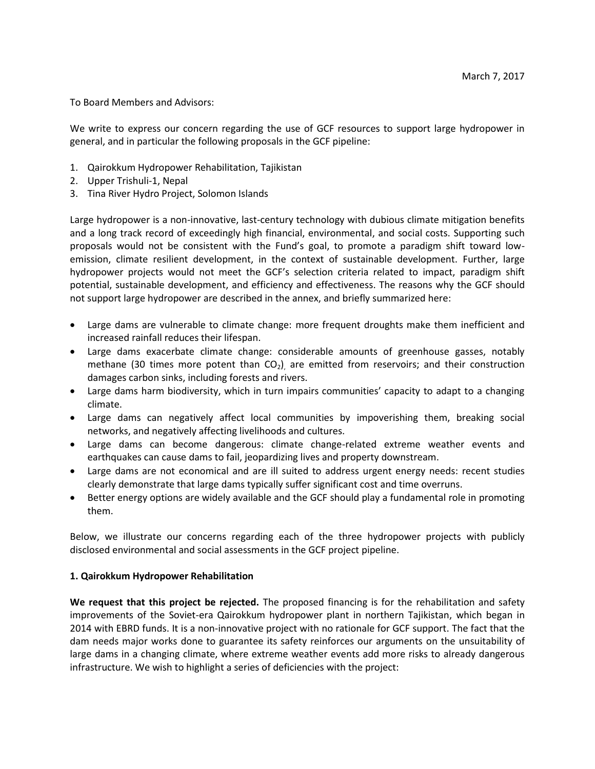March 7, 2017

To Board Members and Advisors:

We write to express our concern regarding the use of GCF resources to support large hydropower in general, and in particular the following proposals in the GCF pipeline:

1. Qairokkum Hydropower Rehabilitation, Tajikistan
2. Upper Trishuli-1, Nepal
3. Tina River Hydro Project, Solomon Islands

Large hydropower is a non-innovative, last-century technology with dubious climate mitigation benefits and a long track record of exceedingly high financial, environmental, and social costs. Supporting such proposals would not be consistent with the Fund's goal, to promote a paradigm shift toward low-emission, climate resilient development, in the context of sustainable development. Further, large hydropower projects would not meet the GCF's selection criteria related to impact, paradigm shift potential, sustainable development, and efficiency and effectiveness. The reasons why the GCF should not support large hydropower are described in the annex, and briefly summarized here:

- Large dams are vulnerable to climate change: more frequent droughts make them inefficient and increased rainfall reduces their lifespan.
- Large dams exacerbate climate change: considerable amounts of greenhouse gasses, notably methane (30 times more potent than $CO_2$), are emitted from reservoirs; and their construction damages carbon sinks, including forests and rivers.
- Large dams harm biodiversity, which in turn impairs communities' capacity to adapt to a changing climate.
- Large dams can negatively affect local communities by impoverishing them, breaking social networks, and negatively affecting livelihoods and cultures.
- Large dams can become dangerous: climate change-related extreme weather events and earthquakes can cause dams to fail, jeopardizing lives and property downstream.
- Large dams are not economical and are ill suited to address urgent energy needs: recent studies clearly demonstrate that large dams typically suffer significant cost and time overruns.
- Better energy options are widely available and the GCF should play a fundamental role in promoting them.

Below, we illustrate our concerns regarding each of the three hydropower projects with publicly disclosed environmental and social assessments in the GCF project pipeline.

### 1. Qairokkum Hydropower Rehabilitation

**We request that this project be rejected.** The proposed financing is for the rehabilitation and safety improvements of the Soviet-era Qairokkum hydropower plant in northern Tajikistan, which began in 2014 with EBRD funds. It is a non-innovative project with no rationale for GCF support. The fact that the dam needs major works done to guarantee its safety reinforces our arguments on the unsuitability of large dams in a changing climate, where extreme weather events add more risks to already dangerous infrastructure. We wish to highlight a series of deficiencies with the project: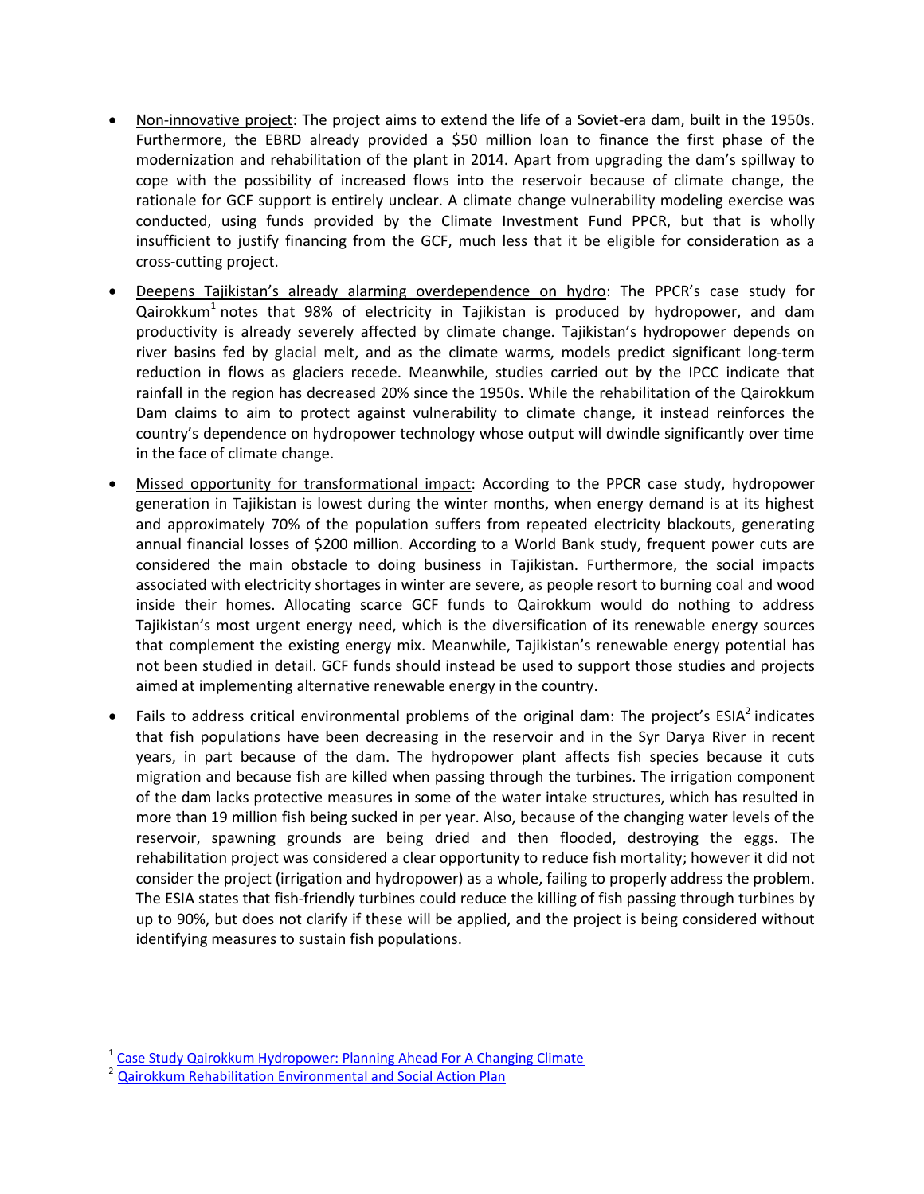- Non-innovative project: The project aims to extend the life of a Soviet-era dam, built in the 1950s. Furthermore, the EBRD already provided a $50 million loan to finance the first phase of the modernization and rehabilitation of the plant in 2014. Apart from upgrading the dam's spillway to cope with the possibility of increased flows into the reservoir because of climate change, the rationale for GCF support is entirely unclear. A climate change vulnerability modeling exercise was conducted, using funds provided by the Climate Investment Fund PPCR, but that is wholly insufficient to justify financing from the GCF, much less that it be eligible for consideration as a cross-cutting project.

- Deepens Tajikistan's already alarming overdependence on hydro: The PPCR's case study for Qairokkum[1] notes that 98% of electricity in Tajikistan is produced by hydropower, and dam productivity is already severely affected by climate change. Tajikistan's hydropower depends on river basins fed by glacial melt, and as the climate warms, models predict significant long-term reduction in flows as glaciers recede. Meanwhile, studies carried out by the IPCC indicate that rainfall in the region has decreased 20% since the 1950s. While the rehabilitation of the Qairokkum Dam claims to aim to protect against vulnerability to climate change, it instead reinforces the country's dependence on hydropower technology whose output will dwindle significantly over time in the face of climate change.

- Missed opportunity for transformational impact: According to the PPCR case study, hydropower generation in Tajikistan is lowest during the winter months, when energy demand is at its highest and approximately 70% of the population suffers from repeated electricity blackouts, generating annual financial losses of $200 million. According to a World Bank study, frequent power cuts are considered the main obstacle to doing business in Tajikistan. Furthermore, the social impacts associated with electricity shortages in winter are severe, as people resort to burning coal and wood inside their homes. Allocating scarce GCF funds to Qairokkum would do nothing to address Tajikistan's most urgent energy need, which is the diversification of its renewable energy sources that complement the existing energy mix. Meanwhile, Tajikistan's renewable energy potential has not been studied in detail. GCF funds should instead be used to support those studies and projects aimed at implementing alternative renewable energy in the country.

- Fails to address critical environmental problems of the original dam: The project's ESIA[2] indicates that fish populations have been decreasing in the reservoir and in the Syr Darya River in recent years, in part because of the dam. The hydropower plant affects fish species because it cuts migration and because fish are killed when passing through the turbines. The irrigation component of the dam lacks protective measures in some of the water intake structures, which has resulted in more than 19 million fish being sucked in per year. Also, because of the changing water levels of the reservoir, spawning grounds are being dried and then flooded, destroying the eggs. The rehabilitation project was considered a clear opportunity to reduce fish mortality; however it did not consider the project (irrigation and hydropower) as a whole, failing to properly address the problem. The ESIA states that fish-friendly turbines could reduce the killing of fish passing through turbines by up to 90%, but does not clarify if these will be applied, and the project is being considered without identifying measures to sustain fish populations.

---

[1] Case Study Qairokkum Hydropower: Planning Ahead For A Changing Climate

[2] Qairokkum Rehabilitation Environmental and Social Action Plan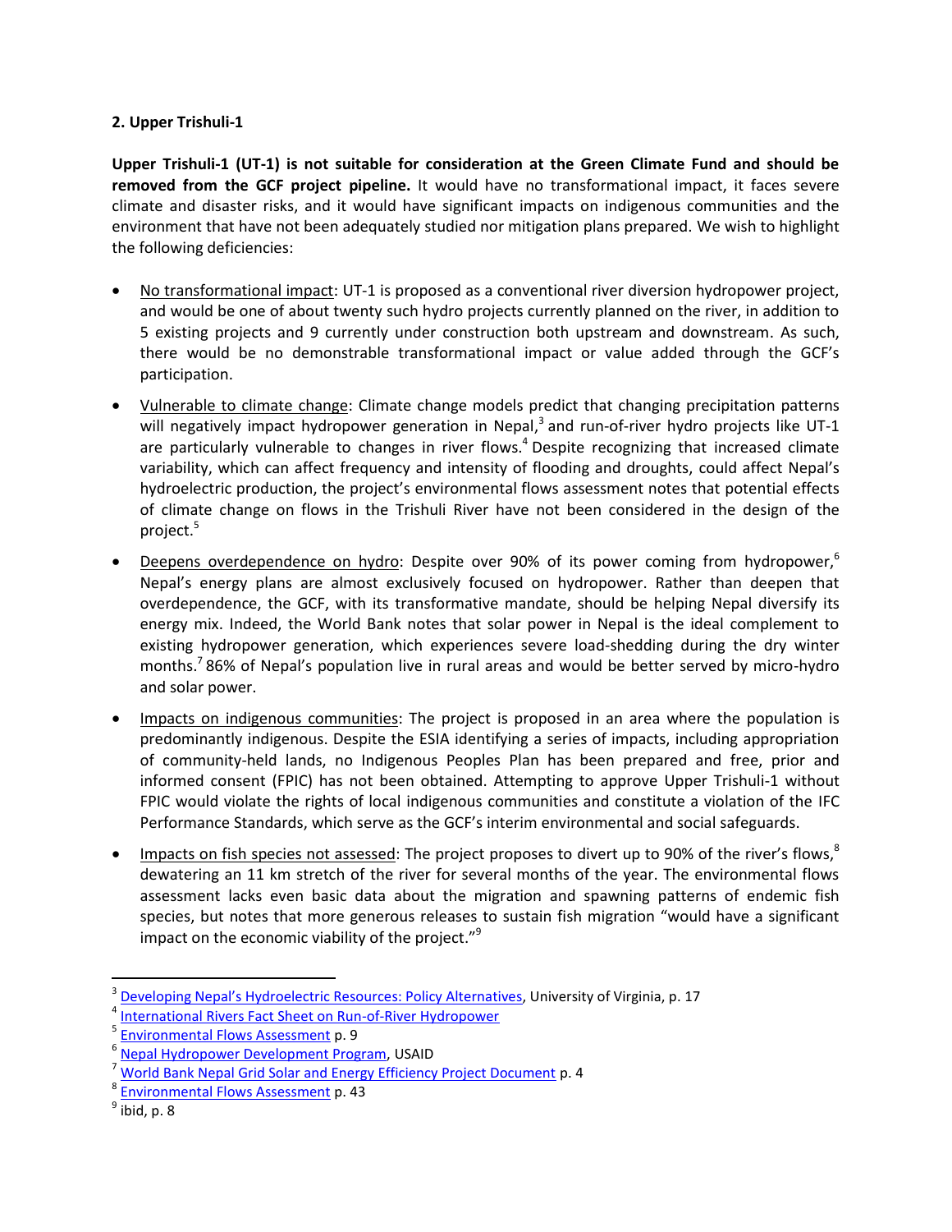**2. Upper Trishuli-1**

**Upper Trishuli-1 (UT-1) is not suitable for consideration at the Green Climate Fund and should be removed from the GCF project pipeline.** It would have no transformational impact, it faces severe climate and disaster risks, and it would have significant impacts on indigenous communities and the environment that have not been adequately studied nor mitigation plans prepared. We wish to highlight the following deficiencies:

- No transformational impact: UT-1 is proposed as a conventional river diversion hydropower project, and would be one of about twenty such hydro projects currently planned on the river, in addition to 5 existing projects and 9 currently under construction both upstream and downstream. As such, there would be no demonstrable transformational impact or value added through the GCF's participation.

- Vulnerable to climate change: Climate change models predict that changing precipitation patterns will negatively impact hydropower generation in Nepal,[3] and run-of-river hydro projects like UT-1 are particularly vulnerable to changes in river flows.[4] Despite recognizing that increased climate variability, which can affect frequency and intensity of flooding and droughts, could affect Nepal's hydroelectric production, the project's environmental flows assessment notes that potential effects of climate change on flows in the Trishuli River have not been considered in the design of the project.[5]

- Deepens overdependence on hydro: Despite over 90% of its power coming from hydropower,[6] Nepal's energy plans are almost exclusively focused on hydropower. Rather than deepen that overdependence, the GCF, with its transformative mandate, should be helping Nepal diversify its energy mix. Indeed, the World Bank notes that solar power in Nepal is the ideal complement to existing hydropower generation, which experiences severe load-shedding during the dry winter months.[7] 86% of Nepal's population live in rural areas and would be better served by micro-hydro and solar power.

- Impacts on indigenous communities: The project is proposed in an area where the population is predominantly indigenous. Despite the ESIA identifying a series of impacts, including appropriation of community-held lands, no Indigenous Peoples Plan has been prepared and free, prior and informed consent (FPIC) has not been obtained. Attempting to approve Upper Trishuli-1 without FPIC would violate the rights of local indigenous communities and constitute a violation of the IFC Performance Standards, which serve as the GCF's interim environmental and social safeguards.

- Impacts on fish species not assessed: The project proposes to divert up to 90% of the river's flows,[8] dewatering an 11 km stretch of the river for several months of the year. The environmental flows assessment lacks even basic data about the migration and spawning patterns of endemic fish species, but notes that more generous releases to sustain fish migration "would have a significant impact on the economic viability of the project."[9]

---

[3] Developing Nepal's Hydroelectric Resources: Policy Alternatives, University of Virginia, p. 17

[4] International Rivers Fact Sheet on Run-of-River Hydropower

[5] Environmental Flows Assessment p. 9

[6] Nepal Hydropower Development Program, USAID

[7] World Bank Nepal Grid Solar and Energy Efficiency Project Document p. 4

[8] Environmental Flows Assessment p. 43

[9] ibid, p. 8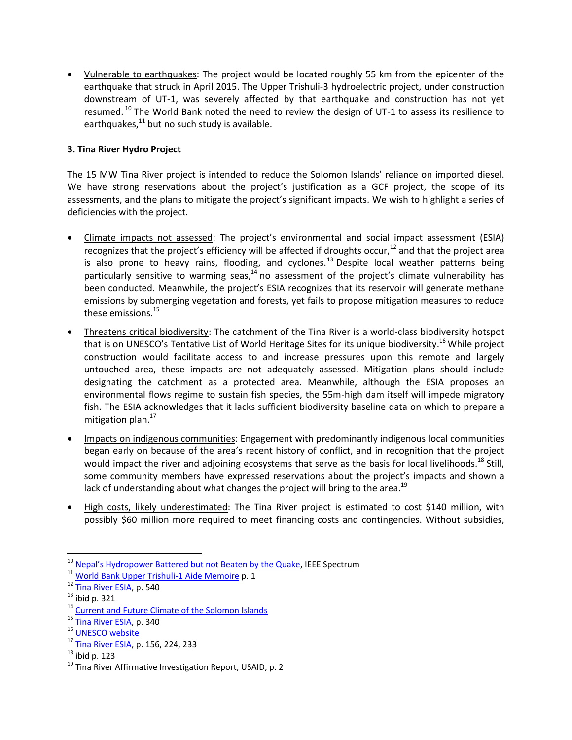- Vulnerable to earthquakes: The project would be located roughly 55 km from the epicenter of the earthquake that struck in April 2015. The Upper Trishuli-3 hydroelectric project, under construction downstream of UT-1, was severely affected by that earthquake and construction has not yet resumed.[10] The World Bank noted the need to review the design of UT-1 to assess its resilience to earthquakes,[11] but no such study is available.

**3. Tina River Hydro Project**

The 15 MW Tina River project is intended to reduce the Solomon Islands' reliance on imported diesel. We have strong reservations about the project's justification as a GCF project, the scope of its assessments, and the plans to mitigate the project's significant impacts. We wish to highlight a series of deficiencies with the project.

- Climate impacts not assessed: The project's environmental and social impact assessment (ESIA) recognizes that the project's efficiency will be affected if droughts occur,[12] and that the project area is also prone to heavy rains, flooding, and cyclones.[13] Despite local weather patterns being particularly sensitive to warming seas,[14] no assessment of the project's climate vulnerability has been conducted. Meanwhile, the project's ESIA recognizes that its reservoir will generate methane emissions by submerging vegetation and forests, yet fails to propose mitigation measures to reduce these emissions.[15]

- Threatens critical biodiversity: The catchment of the Tina River is a world-class biodiversity hotspot that is on UNESCO's Tentative List of World Heritage Sites for its unique biodiversity.[16] While project construction would facilitate access to and increase pressures upon this remote and largely untouched area, these impacts are not adequately assessed. Mitigation plans should include designating the catchment as a protected area. Meanwhile, although the ESIA proposes an environmental flows regime to sustain fish species, the 55m-high dam itself will impede migratory fish. The ESIA acknowledges that it lacks sufficient biodiversity baseline data on which to prepare a mitigation plan.[17]

- Impacts on indigenous communities: Engagement with predominantly indigenous local communities began early on because of the area's recent history of conflict, and in recognition that the project would impact the river and adjoining ecosystems that serve as the basis for local livelihoods.[18] Still, some community members have expressed reservations about the project's impacts and shown a lack of understanding about what changes the project will bring to the area.[19]

- High costs, likely underestimated: The Tina River project is estimated to cost $140 million, with possibly $60 million more required to meet financing costs and contingencies. Without subsidies,

---

[10] Nepal's Hydropower Battered but not Beaten by the Quake, IEEE Spectrum
[11] World Bank Upper Trishuli-1 Aide Memoire p. 1
[12] Tina River ESIA, p. 540
[13] ibid p. 321
[14] Current and Future Climate of the Solomon Islands
[15] Tina River ESIA, p. 340
[16] UNESCO website
[17] Tina River ESIA, p. 156, 224, 233
[18] ibid p. 123
[19] Tina River Affirmative Investigation Report, USAID, p. 2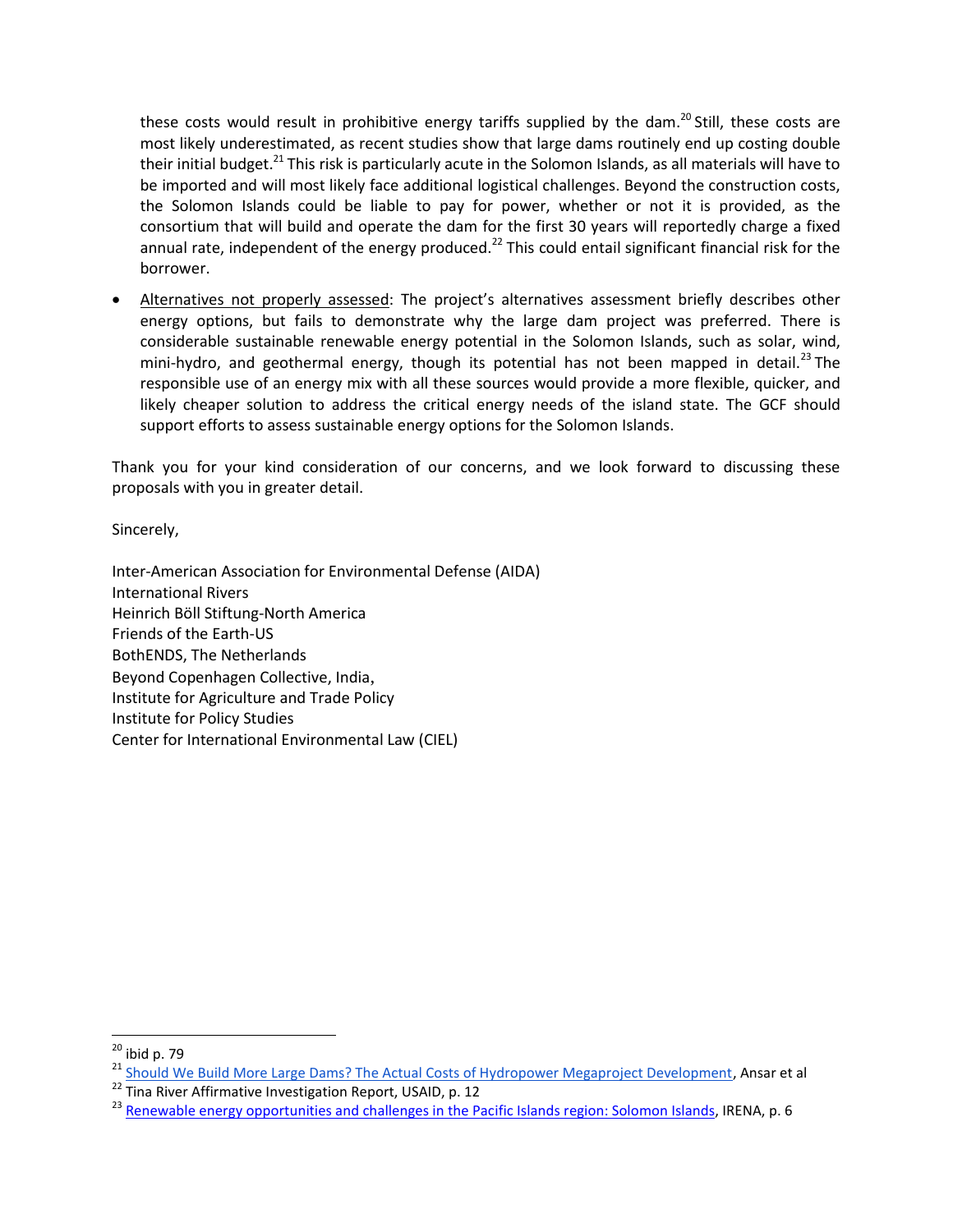these costs would result in prohibitive energy tariffs supplied by the dam.[20] Still, these costs are most likely underestimated, as recent studies show that large dams routinely end up costing double their initial budget.[21] This risk is particularly acute in the Solomon Islands, as all materials will have to be imported and will most likely face additional logistical challenges. Beyond the construction costs, the Solomon Islands could be liable to pay for power, whether or not it is provided, as the consortium that will build and operate the dam for the first 30 years will reportedly charge a fixed annual rate, independent of the energy produced.[22] This could entail significant financial risk for the borrower.

- Alternatives not properly assessed: The project's alternatives assessment briefly describes other energy options, but fails to demonstrate why the large dam project was preferred. There is considerable sustainable renewable energy potential in the Solomon Islands, such as solar, wind, mini-hydro, and geothermal energy, though its potential has not been mapped in detail.[23] The responsible use of an energy mix with all these sources would provide a more flexible, quicker, and likely cheaper solution to address the critical energy needs of the island state. The GCF should support efforts to assess sustainable energy options for the Solomon Islands.

Thank you for your kind consideration of our concerns, and we look forward to discussing these proposals with you in greater detail.

Sincerely,

Inter-American Association for Environmental Defense (AIDA)
International Rivers
Heinrich Böll Stiftung-North America
Friends of the Earth-US
BothENDS, The Netherlands
Beyond Copenhagen Collective, India,
Institute for Agriculture and Trade Policy
Institute for Policy Studies
Center for International Environmental Law (CIEL)

---

[20] ibid p. 79

[21] Should We Build More Large Dams? The Actual Costs of Hydropower Megaproject Development, Ansar et al

[22] Tina River Affirmative Investigation Report, USAID, p. 12

[23] Renewable energy opportunities and challenges in the Pacific Islands region: Solomon Islands, IRENA, p. 6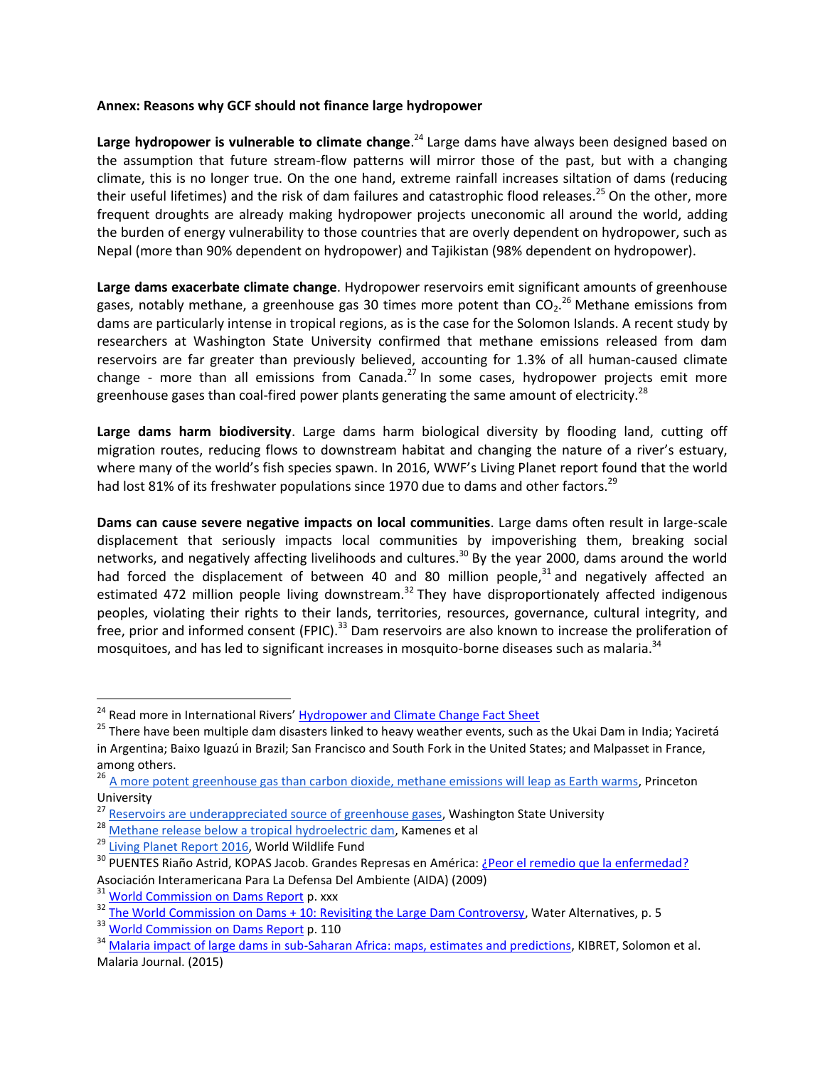**Annex: Reasons why GCF should not finance large hydropower**

**Large hydropower is vulnerable to climate change**.[24] Large dams have always been designed based on the assumption that future stream-flow patterns will mirror those of the past, but with a changing climate, this is no longer true. On the one hand, extreme rainfall increases siltation of dams (reducing their useful lifetimes) and the risk of dam failures and catastrophic flood releases.[25] On the other, more frequent droughts are already making hydropower projects uneconomic all around the world, adding the burden of energy vulnerability to those countries that are overly dependent on hydropower, such as Nepal (more than 90% dependent on hydropower) and Tajikistan (98% dependent on hydropower).

**Large dams exacerbate climate change**. Hydropower reservoirs emit significant amounts of greenhouse gases, notably methane, a greenhouse gas 30 times more potent than $CO_2$.[26] Methane emissions from dams are particularly intense in tropical regions, as is the case for the Solomon Islands. A recent study by researchers at Washington State University confirmed that methane emissions released from dam reservoirs are far greater than previously believed, accounting for 1.3% of all human-caused climate change - more than all emissions from Canada.[27] In some cases, hydropower projects emit more greenhouse gases than coal-fired power plants generating the same amount of electricity.[28]

**Large dams harm biodiversity**. Large dams harm biological diversity by flooding land, cutting off migration routes, reducing flows to downstream habitat and changing the nature of a river's estuary, where many of the world's fish species spawn. In 2016, WWF's Living Planet report found that the world had lost 81% of its freshwater populations since 1970 due to dams and other factors.[29]

**Dams can cause severe negative impacts on local communities**. Large dams often result in large-scale displacement that seriously impacts local communities by impoverishing them, breaking social networks, and negatively affecting livelihoods and cultures.[30] By the year 2000, dams around the world had forced the displacement of between 40 and 80 million people,[31] and negatively affected an estimated 472 million people living downstream.[32] They have disproportionately affected indigenous peoples, violating their rights to their lands, territories, resources, governance, cultural integrity, and free, prior and informed consent (FPIC).[33] Dam reservoirs are also known to increase the proliferation of mosquitoes, and has led to significant increases in mosquito-borne diseases such as malaria.[34]

---

[24] Read more in International Rivers' Hydropower and Climate Change Fact Sheet

[25] There have been multiple dam disasters linked to heavy weather events, such as the Ukai Dam in India; Yaciretá in Argentina; Baixo Iguazú in Brazil; San Francisco and South Fork in the United States; and Malpasset in France, among others.

[26] A more potent greenhouse gas than carbon dioxide, methane emissions will leap as Earth warms, Princeton University

[27] Reservoirs are underappreciated source of greenhouse gases, Washington State University

[28] Methane release below a tropical hydroelectric dam, Kamenes et al

[29] Living Planet Report 2016, World Wildlife Fund

[30] PUENTES Riaño Astrid, KOPAS Jacob. Grandes Represas en América: ¿Peor el remedio que la enfermedad? Asociación Interamericana Para La Defensa Del Ambiente (AIDA) (2009)

[31] World Commission on Dams Report p. xxx

[32] The World Commission on Dams + 10: Revisiting the Large Dam Controversy, Water Alternatives, p. 5

[33] World Commission on Dams Report p. 110

[34] Malaria impact of large dams in sub-Saharan Africa: maps, estimates and predictions, KIBRET, Solomon et al. Malaria Journal. (2015)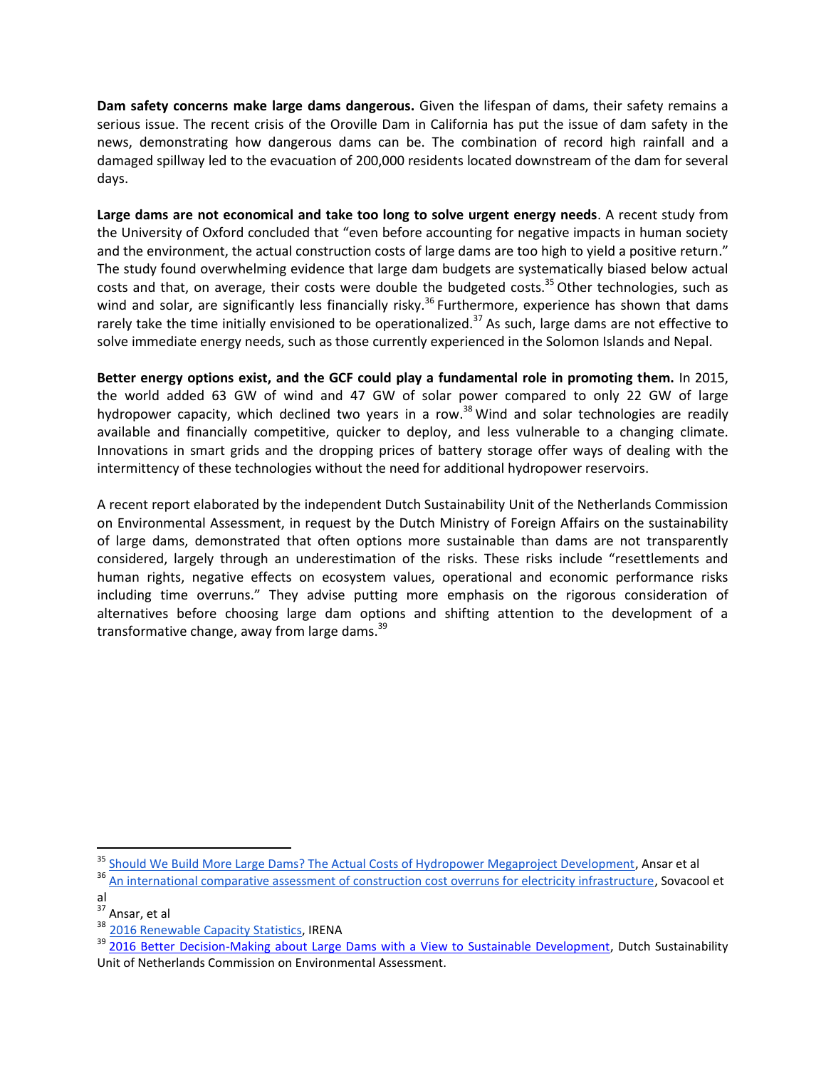**Dam safety concerns make large dams dangerous.** Given the lifespan of dams, their safety remains a serious issue. The recent crisis of the Oroville Dam in California has put the issue of dam safety in the news, demonstrating how dangerous dams can be. The combination of record high rainfall and a damaged spillway led to the evacuation of 200,000 residents located downstream of the dam for several days.

**Large dams are not economical and take too long to solve urgent energy needs**. A recent study from the University of Oxford concluded that "even before accounting for negative impacts in human society and the environment, the actual construction costs of large dams are too high to yield a positive return." The study found overwhelming evidence that large dam budgets are systematically biased below actual costs and that, on average, their costs were double the budgeted costs.[35] Other technologies, such as wind and solar, are significantly less financially risky.[36] Furthermore, experience has shown that dams rarely take the time initially envisioned to be operationalized.[37] As such, large dams are not effective to solve immediate energy needs, such as those currently experienced in the Solomon Islands and Nepal.

**Better energy options exist, and the GCF could play a fundamental role in promoting them.** In 2015, the world added 63 GW of wind and 47 GW of solar power compared to only 22 GW of large hydropower capacity, which declined two years in a row.[38] Wind and solar technologies are readily available and financially competitive, quicker to deploy, and less vulnerable to a changing climate. Innovations in smart grids and the dropping prices of battery storage offer ways of dealing with the intermittency of these technologies without the need for additional hydropower reservoirs.

A recent report elaborated by the independent Dutch Sustainability Unit of the Netherlands Commission on Environmental Assessment, in request by the Dutch Ministry of Foreign Affairs on the sustainability of large dams, demonstrated that often options more sustainable than dams are not transparently considered, largely through an underestimation of the risks. These risks include "resettlements and human rights, negative effects on ecosystem values, operational and economic performance risks including time overruns." They advise putting more emphasis on the rigorous consideration of alternatives before choosing large dam options and shifting attention to the development of a transformative change, away from large dams.[39]

---

[35] Should We Build More Large Dams? The Actual Costs of Hydropower Megaproject Development, Ansar et al

[36] An international comparative assessment of construction cost overruns for electricity infrastructure, Sovacool et al

[37] Ansar, et al

[38] 2016 Renewable Capacity Statistics, IRENA

[39] 2016 Better Decision-Making about Large Dams with a View to Sustainable Development, Dutch Sustainability Unit of Netherlands Commission on Environmental Assessment.